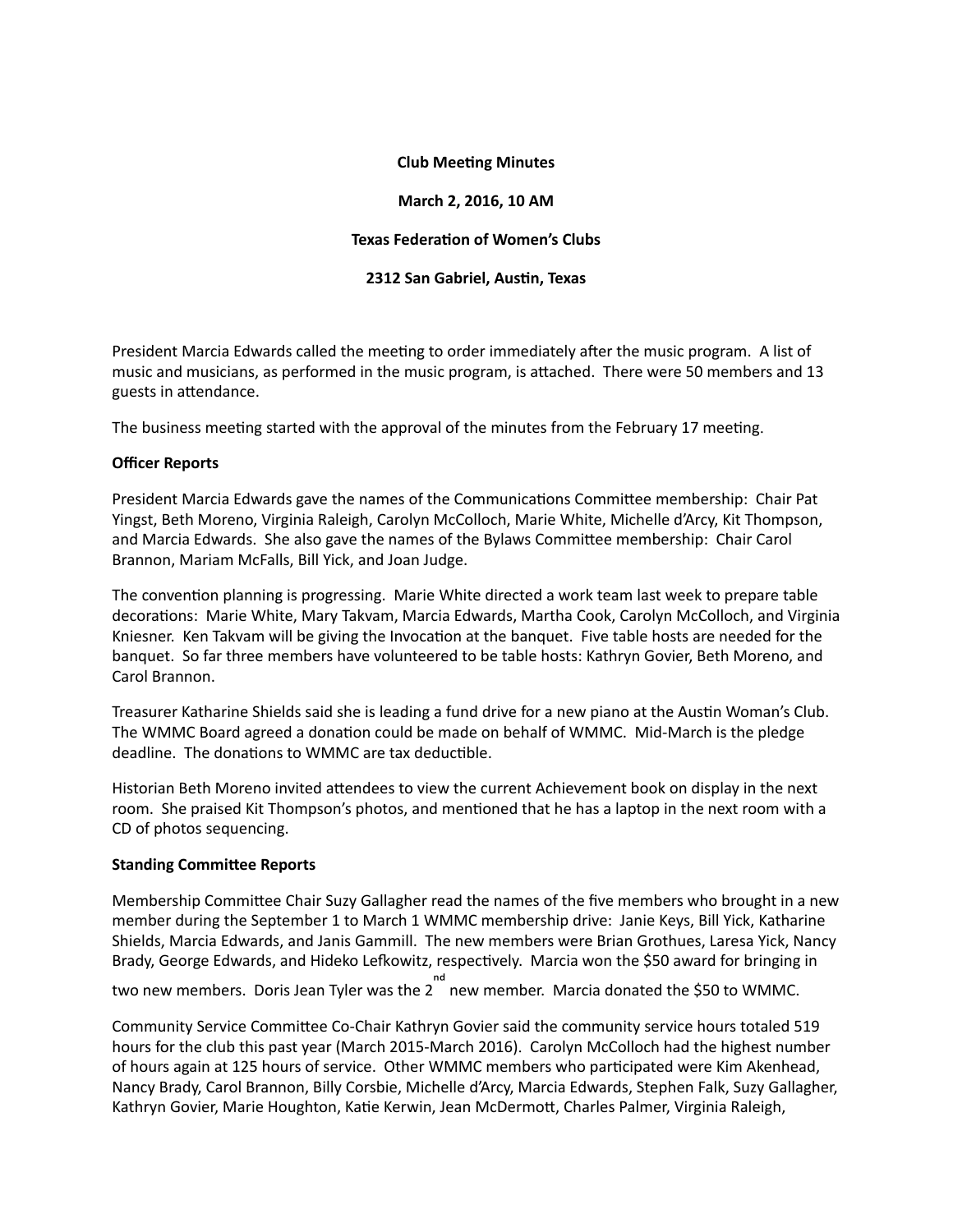**Club Meeting Minutes**

**March 2, 2016, 10 AM**

**Texas Federation of Women's Clubs**

**2312 San Gabriel, Austin, Texas**

President Marcia Edwards called the meeting to order immediately after the music program. A list of music and musicians, as performed in the music program, is attached. There were 50 members and 13 guests in attendance.

The business meeting started with the approval of the minutes from the February 17 meeting.

**Officer Reports**

President Marcia Edwards gave the names of the Communications Committee membership: Chair Pat Yingst, Beth Moreno, Virginia Raleigh, Carolyn McColloch, Marie White, Michelle d'Arcy, Kit Thompson, and Marcia Edwards. She also gave the names of the Bylaws Committee membership: Chair Carol Brannon, Mariam McFalls, Bill Yick, and Joan Judge.

The convention planning is progressing. Marie White directed a work team last week to prepare table decorations: Marie White, Mary Takvam, Marcia Edwards, Martha Cook, Carolyn McColloch, and Virginia Kniesner. Ken Takvam will be giving the Invocation at the banquet. Five table hosts are needed for the banquet. So far three members have volunteered to be table hosts: Kathryn Govier, Beth Moreno, and Carol Brannon.

Treasurer Katharine Shields said she is leading a fund drive for a new piano at the Austin Woman's Club. The WMMC Board agreed a donation could be made on behalf of WMMC. Mid-March is the pledge deadline. The donations to WMMC are tax deductible.

Historian Beth Moreno invited attendees to view the current Achievement book on display in the next room. She praised Kit Thompson's photos, and mentioned that he has a laptop in the next room with a CD of photos sequencing.

**Standing Committee Reports**

Membership Committee Chair Suzy Gallagher read the names of the five members who brought in a new member during the September 1 to March 1 WMMC membership drive: Janie Keys, Bill Yick, Katharine Shields, Marcia Edwards, and Janis Gammill. The new members were Brian Grothues, Laresa Yick, Nancy Brady, George Edwards, and Hideko Lefkowitz, respectively. Marcia won the $50 award for bringing in two new members. Doris Jean Tyler was the 2nd new member. Marcia donated the $50 to WMMC.

Community Service Committee Co-Chair Kathryn Govier said the community service hours totaled 519 hours for the club this past year (March 2015-March 2016). Carolyn McColloch had the highest number of hours again at 125 hours of service. Other WMMC members who participated were Kim Akenhead, Nancy Brady, Carol Brannon, Billy Corsbie, Michelle d'Arcy, Marcia Edwards, Stephen Falk, Suzy Gallagher, Kathryn Govier, Marie Houghton, Katie Kerwin, Jean McDermott, Charles Palmer, Virginia Raleigh,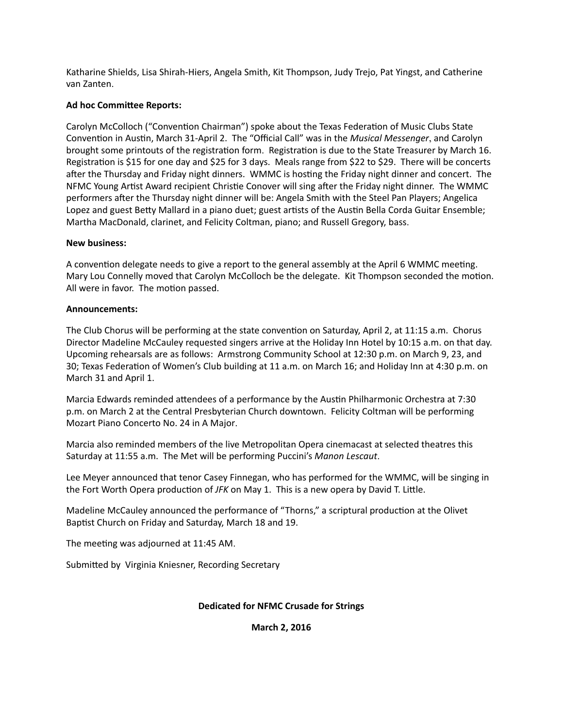Katharine Shields, Lisa Shirah-Hiers, Angela Smith, Kit Thompson, Judy Trejo, Pat Yingst, and Catherine van Zanten.

**Ad hoc Committee Reports:**

Carolyn McColloch ("Convention Chairman") spoke about the Texas Federation of Music Clubs State Convention in Austin, March 31-April 2. The "Official Call" was in the *Musical Messenger*, and Carolyn brought some printouts of the registration form. Registration is due to the State Treasurer by March 16. Registration is $15 for one day and $25 for 3 days. Meals range from $22 to $29. There will be concerts after the Thursday and Friday night dinners. WMMC is hosting the Friday night dinner and concert. The NFMC Young Artist Award recipient Christie Conover will sing after the Friday night dinner. The WMMC performers after the Thursday night dinner will be: Angela Smith with the Steel Pan Players; Angelica Lopez and guest Betty Mallard in a piano duet; guest artists of the Austin Bella Corda Guitar Ensemble; Martha MacDonald, clarinet, and Felicity Coltman, piano; and Russell Gregory, bass.

**New business:**

A convention delegate needs to give a report to the general assembly at the April 6 WMMC meeting. Mary Lou Connelly moved that Carolyn McColloch be the delegate. Kit Thompson seconded the motion. All were in favor. The motion passed.

**Announcements:**

The Club Chorus will be performing at the state convention on Saturday, April 2, at 11:15 a.m. Chorus Director Madeline McCauley requested singers arrive at the Holiday Inn Hotel by 10:15 a.m. on that day. Upcoming rehearsals are as follows: Armstrong Community School at 12:30 p.m. on March 9, 23, and 30; Texas Federation of Women's Club building at 11 a.m. on March 16; and Holiday Inn at 4:30 p.m. on March 31 and April 1.

Marcia Edwards reminded attendees of a performance by the Austin Philharmonic Orchestra at 7:30 p.m. on March 2 at the Central Presbyterian Church downtown. Felicity Coltman will be performing Mozart Piano Concerto No. 24 in A Major.

Marcia also reminded members of the live Metropolitan Opera cinemacast at selected theatres this Saturday at 11:55 a.m. The Met will be performing Puccini's *Manon Lescaut*.

Lee Meyer announced that tenor Casey Finnegan, who has performed for the WMMC, will be singing in the Fort Worth Opera production of *JFK* on May 1. This is a new opera by David T. Little.

Madeline McCauley announced the performance of "Thorns," a scriptural production at the Olivet Baptist Church on Friday and Saturday, March 18 and 19.

The meeting was adjourned at 11:45 AM.

Submitted by Virginia Kniesner, Recording Secretary

**Dedicated for NFMC Crusade for Strings**

**March 2, 2016**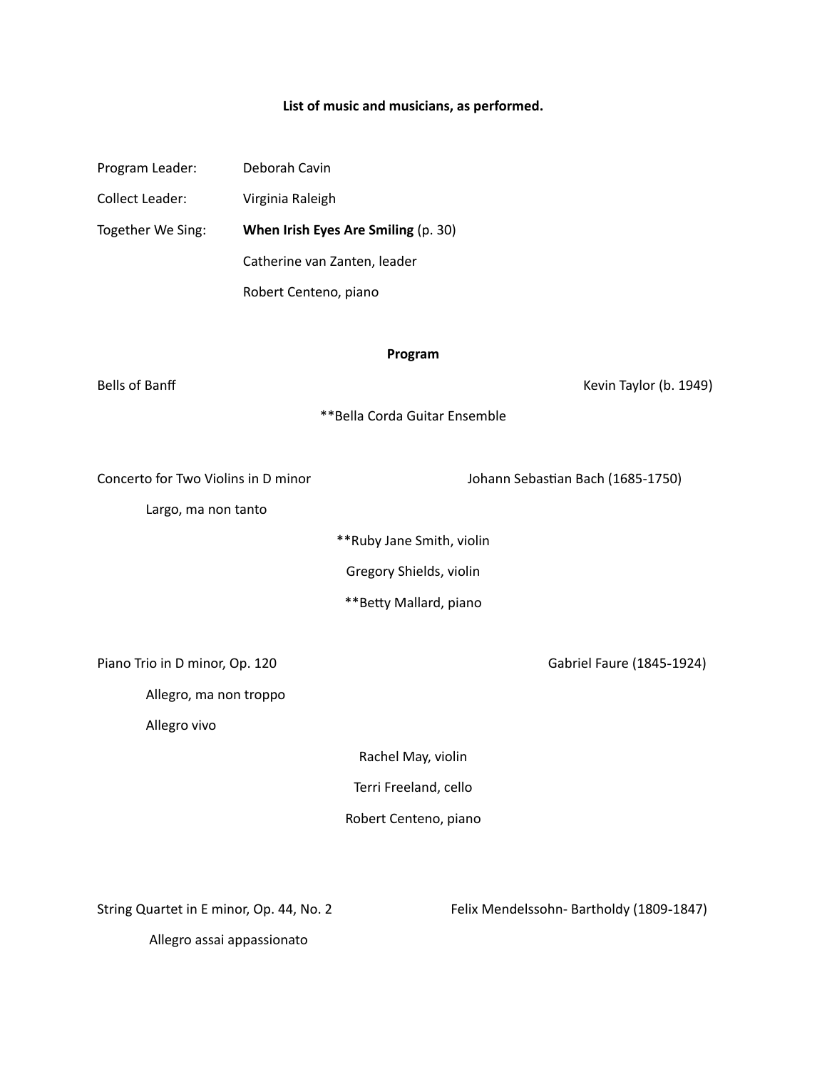**List of music and musicians, as performed.**

Program Leader: Deborah Cavin

Collect Leader: Virginia Raleigh

Together We Sing: **When Irish Eyes Are Smiling** (p. 30)

Catherine van Zanten, leader

Robert Centeno, piano

**Program**

Bells of Banff — Kevin Taylor (b. 1949)

**Bella Corda Guitar Ensemble

Concerto for Two Violins in D minor — Johann Sebastian Bach (1685-1750)

Largo, ma non tanto

**Ruby Jane Smith, violin

Gregory Shields, violin

**Betty Mallard, piano

Piano Trio in D minor, Op. 120 — Gabriel Faure (1845-1924)

Allegro, ma non troppo

Allegro vivo

Rachel May, violin

Terri Freeland, cello

Robert Centeno, piano

String Quartet in E minor, Op. 44, No. 2 — Felix Mendelssohn- Bartholdy (1809-1847)

Allegro assai appassionato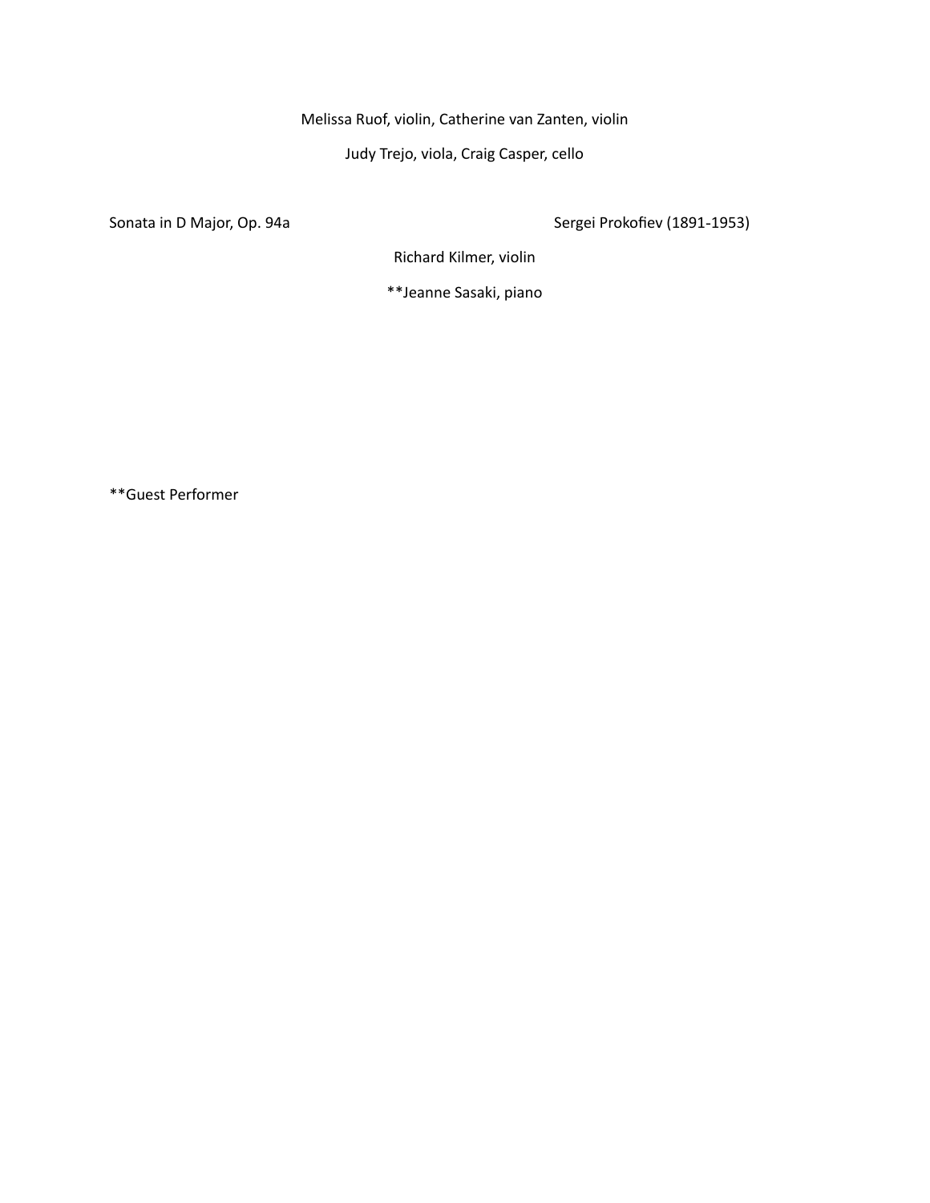Melissa Ruof, violin, Catherine van Zanten, violin

Judy Trejo, viola, Craig Casper, cello

Sonata in D Major, Op. 94a    Sergei Prokofiev (1891-1953)

Richard Kilmer, violin

**Jeanne Sasaki, piano

**Guest Performer